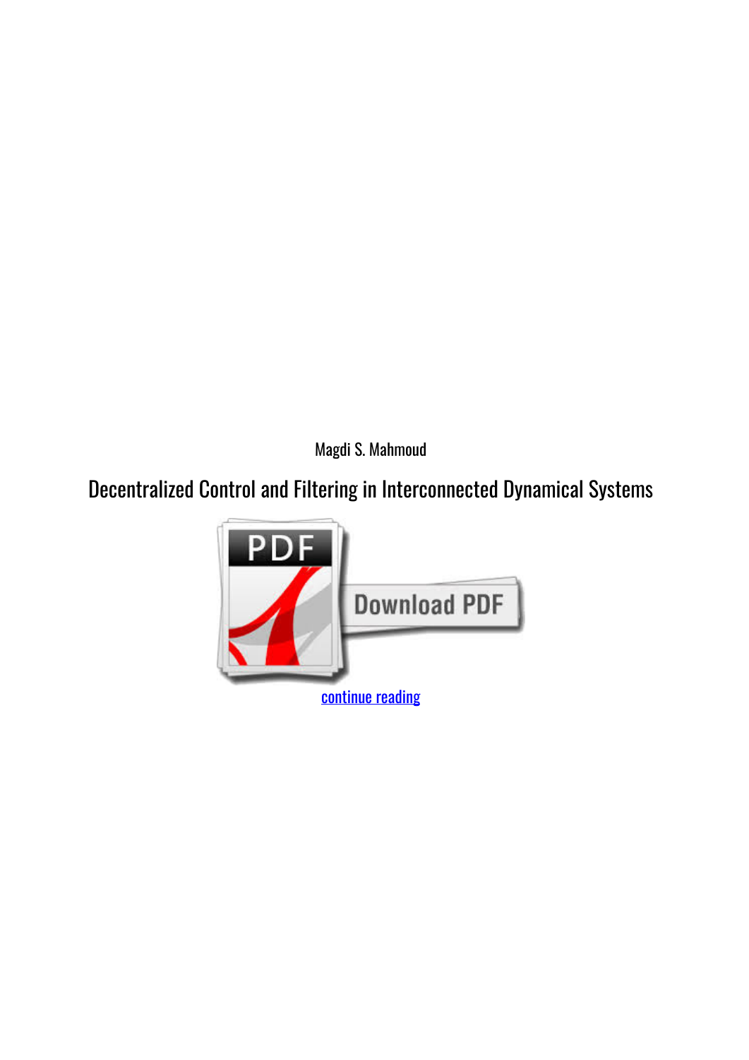Magdi S. Mahmoud

# Decentralized Control and Filtering in Interconnected Dynamical Systems

continue reading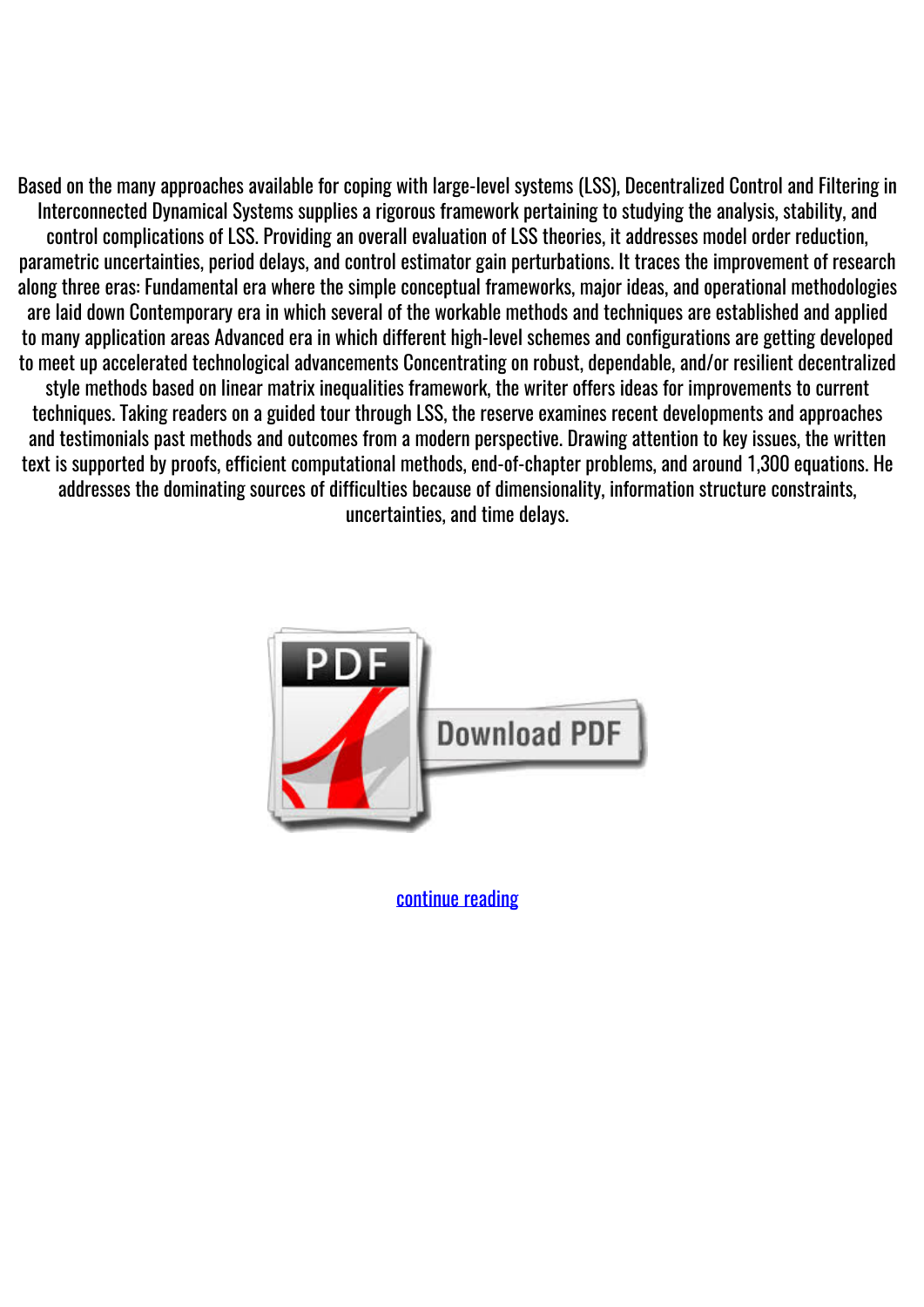Based on the many approaches available for coping with large-level systems (LSS), Decentralized Control and Filtering in Interconnected Dynamical Systems supplies a rigorous framework pertaining to studying the analysis, stability, and control complications of LSS. Providing an overall evaluation of LSS theories, it addresses model order reduction, parametric uncertainties, period delays, and control estimator gain perturbations. It traces the improvement of research along three eras: Fundamental era where the simple conceptual frameworks, major ideas, and operational methodologies are laid down Contemporary era in which several of the workable methods and techniques are established and applied to many application areas Advanced era in which different high-level schemes and configurations are getting developed to meet up accelerated technological advancements Concentrating on robust, dependable, and/or resilient decentralized style methods based on linear matrix inequalities framework, the writer offers ideas for improvements to current techniques. Taking readers on a guided tour through LSS, the reserve examines recent developments and approaches and testimonials past methods and outcomes from a modern perspective. Drawing attention to key issues, the written text is supported by proofs, efficient computational methods, end-of-chapter problems, and around 1,300 equations. He addresses the dominating sources of difficulties because of dimensionality, information structure constraints, uncertainties, and time delays.

Download PDF

continue reading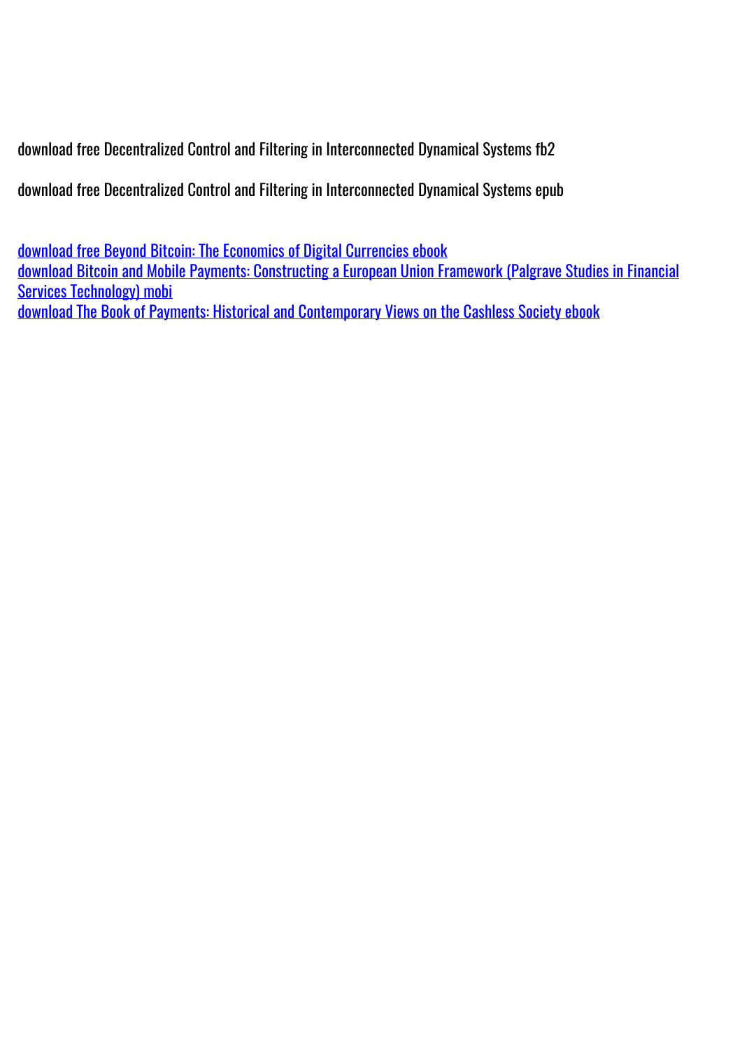download free Decentralized Control and Filtering in Interconnected Dynamical Systems fb2

download free Decentralized Control and Filtering in Interconnected Dynamical Systems epub

download free Beyond Bitcoin: The Economics of Digital Currencies ebook
download Bitcoin and Mobile Payments: Constructing a European Union Framework (Palgrave Studies in Financial Services Technology) mobi
download The Book of Payments: Historical and Contemporary Views on the Cashless Society ebook